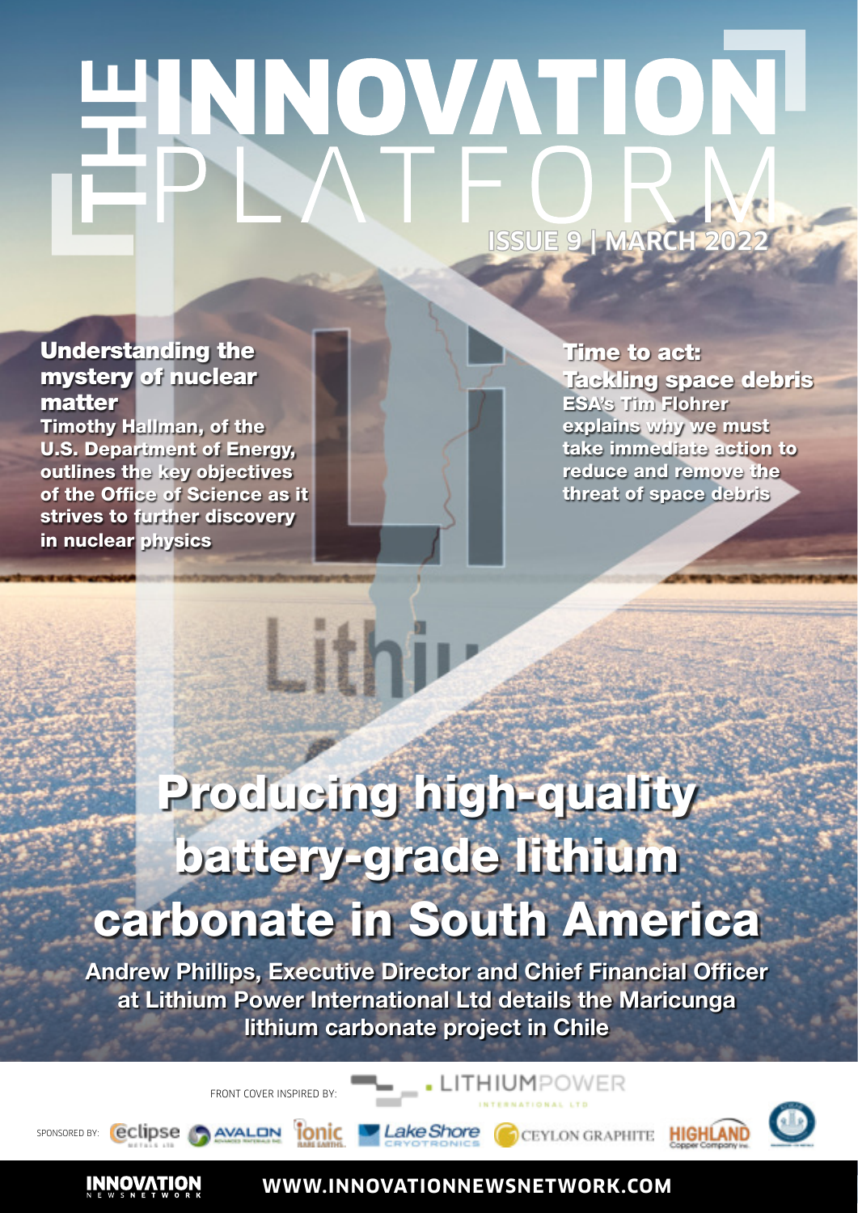# THE INNOVATION PLATFORM

ISSUE 9 | MARCH 2022

## Understanding the mystery of nuclear matter

**Timothy Hallman, of the U.S. Department of Energy, outlines the key objectives of the Office of Science as it strives to further discovery in nuclear physics**

## Time to act: Tackling space debris

**ESA's Tim Flohrer explains why we must take immediate action to reduce and remove the threat of space debris**

# Producing high-quality battery-grade lithium carbonate in South America

**Andrew Phillips, Executive Director and Chief Financial Officer at Lithium Power International Ltd details the Maricunga lithium carbonate project in Chile**

FRONT COVER INSPIRED BY: LITHIUMPOWER INTERNATIONAL LTD

SPONSORED BY: eclipse METALS LTD, AVALON ADVANCED MATERIALS INC., Ionic RARE EARTHS, Lake Shore CRYOTRONICS, CEYLON GRAPHITE, HIGHLAND Copper Company Inc.

INNOVATION NEWS NETWORK

WWW.INNOVATIONNEWSNETWORK.COM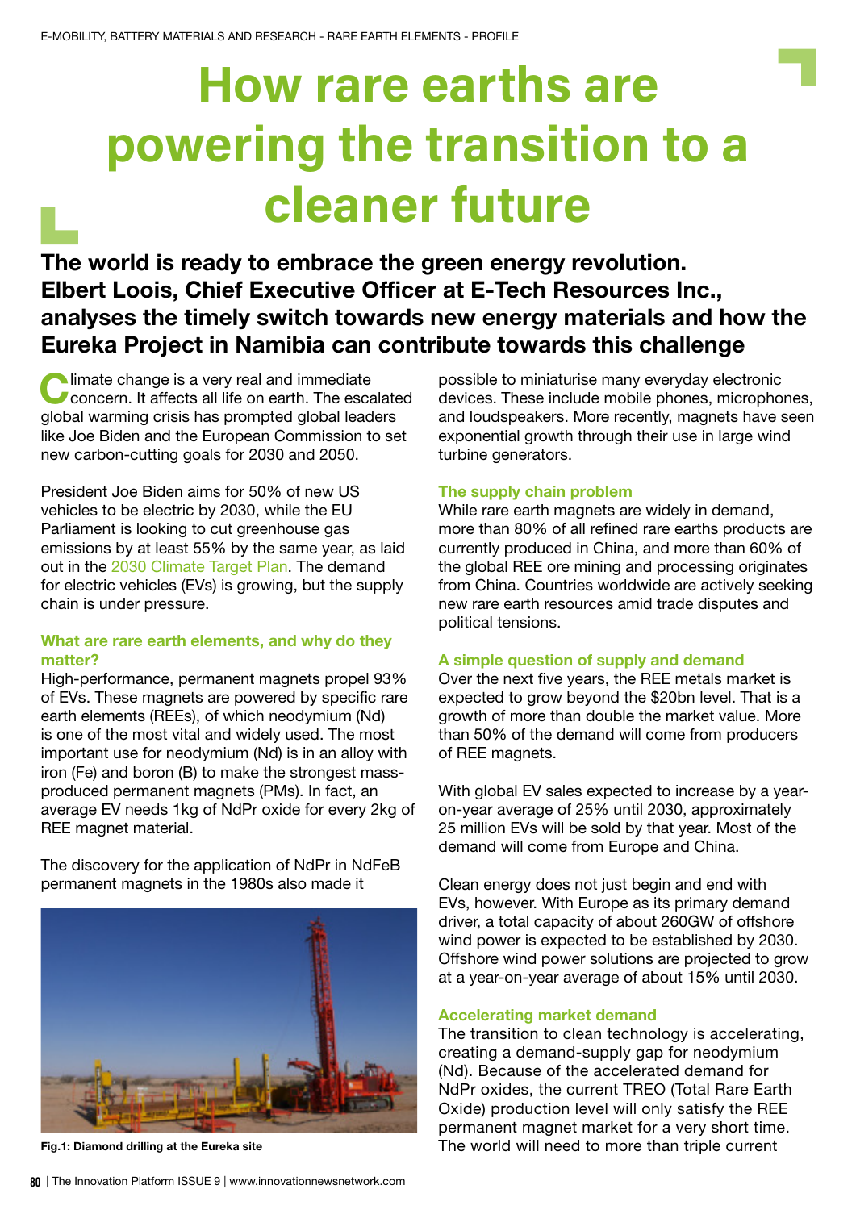E-MOBILITY, BATTERY MATERIALS AND RESEARCH - RARE EARTH ELEMENTS - PROFILE

# How rare earths are powering the transition to a cleaner future

**The world is ready to embrace the green energy revolution. Elbert Loois, Chief Executive Officer at E-Tech Resources Inc., analyses the timely switch towards new energy materials and how the Eureka Project in Namibia can contribute towards this challenge**

Climate change is a very real and immediate concern. It affects all life on earth. The escalated global warming crisis has prompted global leaders like Joe Biden and the European Commission to set new carbon-cutting goals for 2030 and 2050.

President Joe Biden aims for 50% of new US vehicles to be electric by 2030, while the EU Parliament is looking to cut greenhouse gas emissions by at least 55% by the same year, as laid out in the 2030 Climate Target Plan. The demand for electric vehicles (EVs) is growing, but the supply chain is under pressure.

### What are rare earth elements, and why do they matter?

High-performance, permanent magnets propel 93% of EVs. These magnets are powered by specific rare earth elements (REEs), of which neodymium (Nd) is one of the most vital and widely used. The most important use for neodymium (Nd) is in an alloy with iron (Fe) and boron (B) to make the strongest mass-produced permanent magnets (PMs). In fact, an average EV needs 1kg of NdPr oxide for every 2kg of REE magnet material.

The discovery for the application of NdPr in NdFeB permanent magnets in the 1980s also made it possible to miniaturise many everyday electronic devices. These include mobile phones, microphones, and loudspeakers. More recently, magnets have seen exponential growth through their use in large wind turbine generators.

Fig.1: Diamond drilling at the Eureka site

### The supply chain problem

While rare earth magnets are widely in demand, more than 80% of all refined rare earths products are currently produced in China, and more than 60% of the global REE ore mining and processing originates from China. Countries worldwide are actively seeking new rare earth resources amid trade disputes and political tensions.

### A simple question of supply and demand

Over the next five years, the REE metals market is expected to grow beyond the $20bn level. That is a growth of more than double the market value. More than 50% of the demand will come from producers of REE magnets.

With global EV sales expected to increase by a year-on-year average of 25% until 2030, approximately 25 million EVs will be sold by that year. Most of the demand will come from Europe and China.

Clean energy does not just begin and end with EVs, however. With Europe as its primary demand driver, a total capacity of about 260GW of offshore wind power is expected to be established by 2030. Offshore wind power solutions are projected to grow at a year-on-year average of about 15% until 2030.

### Accelerating market demand

The transition to clean technology is accelerating, creating a demand-supply gap for neodymium (Nd). Because of the accelerated demand for NdPr oxides, the current TREO (Total Rare Earth Oxide) production level will only satisfy the REE permanent magnet market for a very short time. The world will need to more than triple current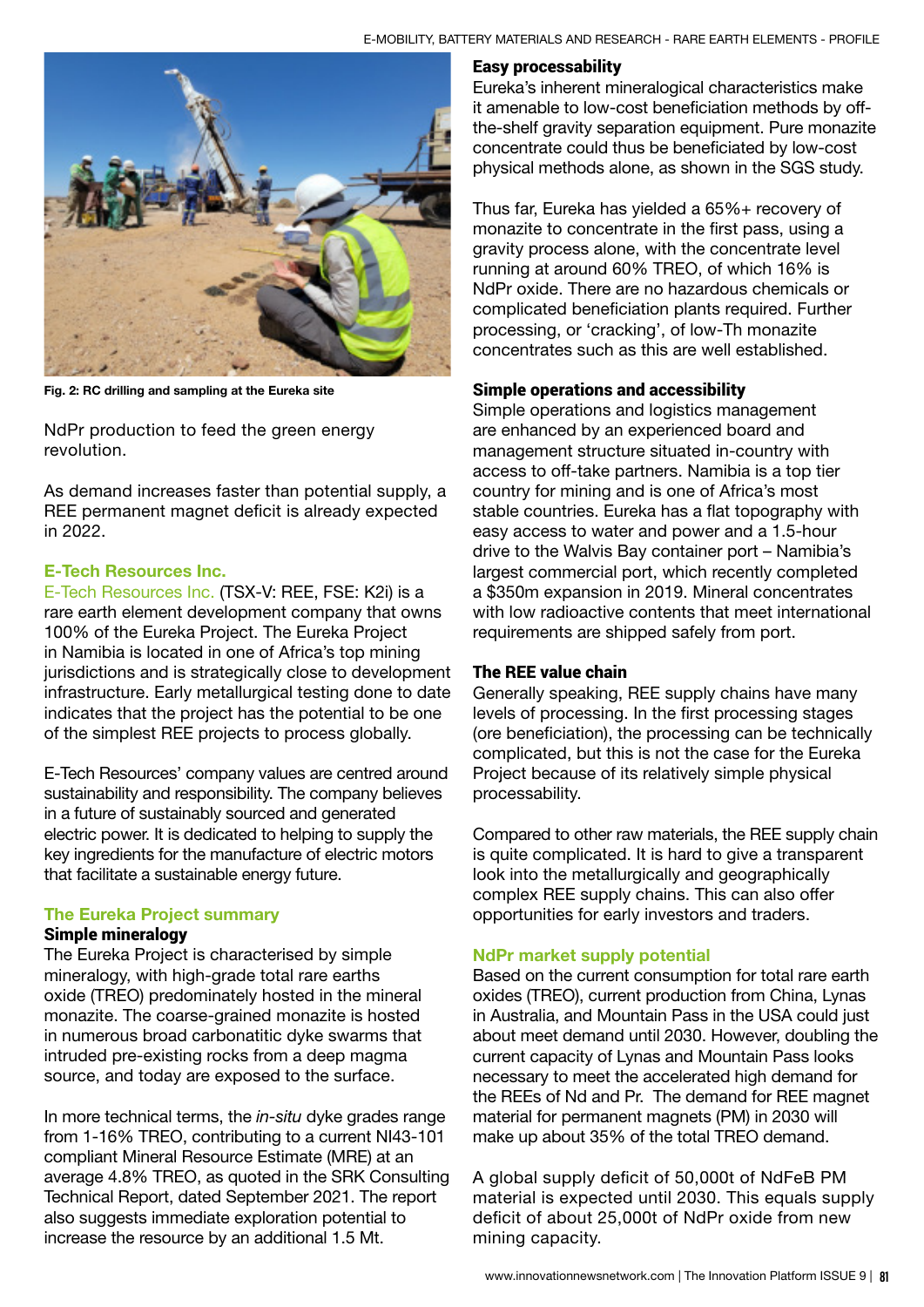Fig. 2: RC drilling and sampling at the Eureka site

NdPr production to feed the green energy revolution.

As demand increases faster than potential supply, a REE permanent magnet deficit is already expected in 2022.

## E-Tech Resources Inc.

E-Tech Resources Inc. (TSX-V: REE, FSE: K2i) is a rare earth element development company that owns 100% of the Eureka Project. The Eureka Project in Namibia is located in one of Africa's top mining jurisdictions and is strategically close to development infrastructure. Early metallurgical testing done to date indicates that the project has the potential to be one of the simplest REE projects to process globally.

E-Tech Resources' company values are centred around sustainability and responsibility. The company believes in a future of sustainably sourced and generated electric power. It is dedicated to helping to supply the key ingredients for the manufacture of electric motors that facilitate a sustainable energy future.

## The Eureka Project summary

### Simple mineralogy

The Eureka Project is characterised by simple mineralogy, with high-grade total rare earths oxide (TREO) predominately hosted in the mineral monazite. The coarse-grained monazite is hosted in numerous broad carbonatitic dyke swarms that intruded pre-existing rocks from a deep magma source, and today are exposed to the surface.

In more technical terms, the *in-situ* dyke grades range from 1-16% TREO, contributing to a current NI43-101 compliant Mineral Resource Estimate (MRE) at an average 4.8% TREO, as quoted in the SRK Consulting Technical Report, dated September 2021. The report also suggests immediate exploration potential to increase the resource by an additional 1.5 Mt.

### Easy processability

Eureka's inherent mineralogical characteristics make it amenable to low-cost beneficiation methods by off-the-shelf gravity separation equipment. Pure monazite concentrate could thus be beneficiated by low-cost physical methods alone, as shown in the SGS study.

Thus far, Eureka has yielded a 65%+ recovery of monazite to concentrate in the first pass, using a gravity process alone, with the concentrate level running at around 60% TREO, of which 16% is NdPr oxide. There are no hazardous chemicals or complicated beneficiation plants required. Further processing, or 'cracking', of low-Th monazite concentrates such as this are well established.

### Simple operations and accessibility

Simple operations and logistics management are enhanced by an experienced board and management structure situated in-country with access to off-take partners. Namibia is a top tier country for mining and is one of Africa's most stable countries. Eureka has a flat topography with easy access to water and power and a 1.5-hour drive to the Walvis Bay container port – Namibia's largest commercial port, which recently completed a $350m expansion in 2019. Mineral concentrates with low radioactive contents that meet international requirements are shipped safely from port.

### The REE value chain

Generally speaking, REE supply chains have many levels of processing. In the first processing stages (ore beneficiation), the processing can be technically complicated, but this is not the case for the Eureka Project because of its relatively simple physical processability.

Compared to other raw materials, the REE supply chain is quite complicated. It is hard to give a transparent look into the metallurgically and geographically complex REE supply chains. This can also offer opportunities for early investors and traders.

## NdPr market supply potential

Based on the current consumption for total rare earth oxides (TREO), current production from China, Lynas in Australia, and Mountain Pass in the USA could just about meet demand until 2030. However, doubling the current capacity of Lynas and Mountain Pass looks necessary to meet the accelerated high demand for the REEs of Nd and Pr. The demand for REE magnet material for permanent magnets (PM) in 2030 will make up about 35% of the total TREO demand.

A global supply deficit of 50,000t of NdFeB PM material is expected until 2030. This equals supply deficit of about 25,000t of NdPr oxide from new mining capacity.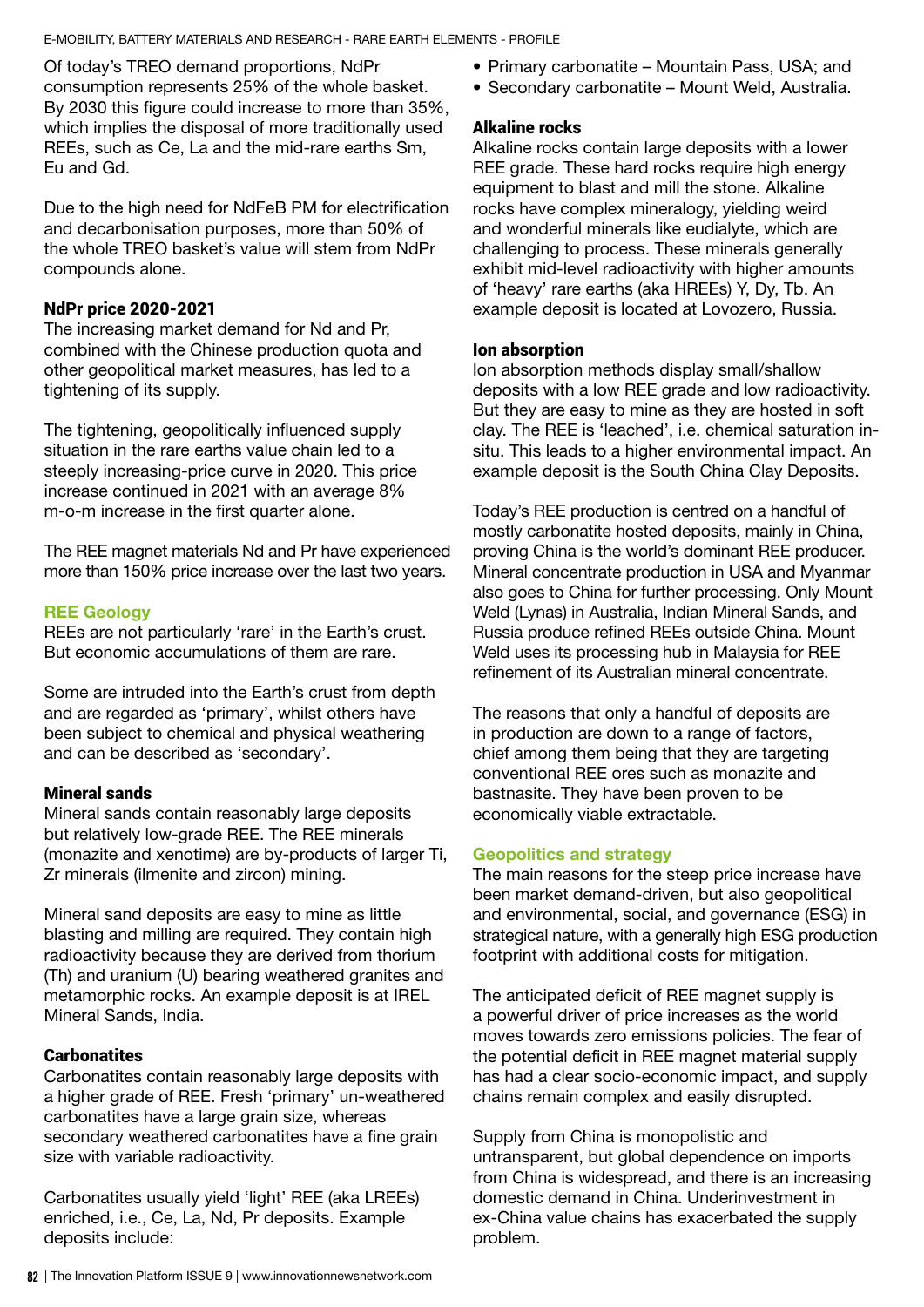Of today's TREO demand proportions, NdPr consumption represents 25% of the whole basket. By 2030 this figure could increase to more than 35%, which implies the disposal of more traditionally used REEs, such as Ce, La and the mid-rare earths Sm, Eu and Gd.

Due to the high need for NdFeB PM for electrification and decarbonisation purposes, more than 50% of the whole TREO basket's value will stem from NdPr compounds alone.

### NdPr price 2020-2021

The increasing market demand for Nd and Pr, combined with the Chinese production quota and other geopolitical market measures, has led to a tightening of its supply.

The tightening, geopolitically influenced supply situation in the rare earths value chain led to a steeply increasing-price curve in 2020. This price increase continued in 2021 with an average 8% m-o-m increase in the first quarter alone.

The REE magnet materials Nd and Pr have experienced more than 150% price increase over the last two years.

## REE Geology

REEs are not particularly 'rare' in the Earth's crust. But economic accumulations of them are rare.

Some are intruded into the Earth's crust from depth and are regarded as 'primary', whilst others have been subject to chemical and physical weathering and can be described as 'secondary'.

### Mineral sands

Mineral sands contain reasonably large deposits but relatively low-grade REE. The REE minerals (monazite and xenotime) are by-products of larger Ti, Zr minerals (ilmenite and zircon) mining.

Mineral sand deposits are easy to mine as little blasting and milling are required. They contain high radioactivity because they are derived from thorium (Th) and uranium (U) bearing weathered granites and metamorphic rocks. An example deposit is at IREL Mineral Sands, India.

### Carbonatites

Carbonatites contain reasonably large deposits with a higher grade of REE. Fresh 'primary' un-weathered carbonatites have a large grain size, whereas secondary weathered carbonatites have a fine grain size with variable radioactivity.

Carbonatites usually yield 'light' REE (aka LREEs) enriched, i.e., Ce, La, Nd, Pr deposits. Example deposits include:

- Primary carbonatite – Mountain Pass, USA; and
- Secondary carbonatite – Mount Weld, Australia.

### Alkaline rocks

Alkaline rocks contain large deposits with a lower REE grade. These hard rocks require high energy equipment to blast and mill the stone. Alkaline rocks have complex mineralogy, yielding weird and wonderful minerals like eudialyte, which are challenging to process. These minerals generally exhibit mid-level radioactivity with higher amounts of 'heavy' rare earths (aka HREEs) Y, Dy, Tb. An example deposit is located at Lovozero, Russia.

### Ion absorption

Ion absorption methods display small/shallow deposits with a low REE grade and low radioactivity. But they are easy to mine as they are hosted in soft clay. The REE is 'leached', i.e. chemical saturation in-situ. This leads to a higher environmental impact. An example deposit is the South China Clay Deposits.

Today's REE production is centred on a handful of mostly carbonatite hosted deposits, mainly in China, proving China is the world's dominant REE producer. Mineral concentrate production in USA and Myanmar also goes to China for further processing. Only Mount Weld (Lynas) in Australia, Indian Mineral Sands, and Russia produce refined REEs outside China. Mount Weld uses its processing hub in Malaysia for REE refinement of its Australian mineral concentrate.

The reasons that only a handful of deposits are in production are down to a range of factors, chief among them being that they are targeting conventional REE ores such as monazite and bastnasite. They have been proven to be economically viable extractable.

## Geopolitics and strategy

The main reasons for the steep price increase have been market demand-driven, but also geopolitical and environmental, social, and governance (ESG) in strategical nature, with a generally high ESG production footprint with additional costs for mitigation.

The anticipated deficit of REE magnet supply is a powerful driver of price increases as the world moves towards zero emissions policies. The fear of the potential deficit in REE magnet material supply has had a clear socio-economic impact, and supply chains remain complex and easily disrupted.

Supply from China is monopolistic and untransparent, but global dependence on imports from China is widespread, and there is an increasing domestic demand in China. Underinvestment in ex-China value chains has exacerbated the supply problem.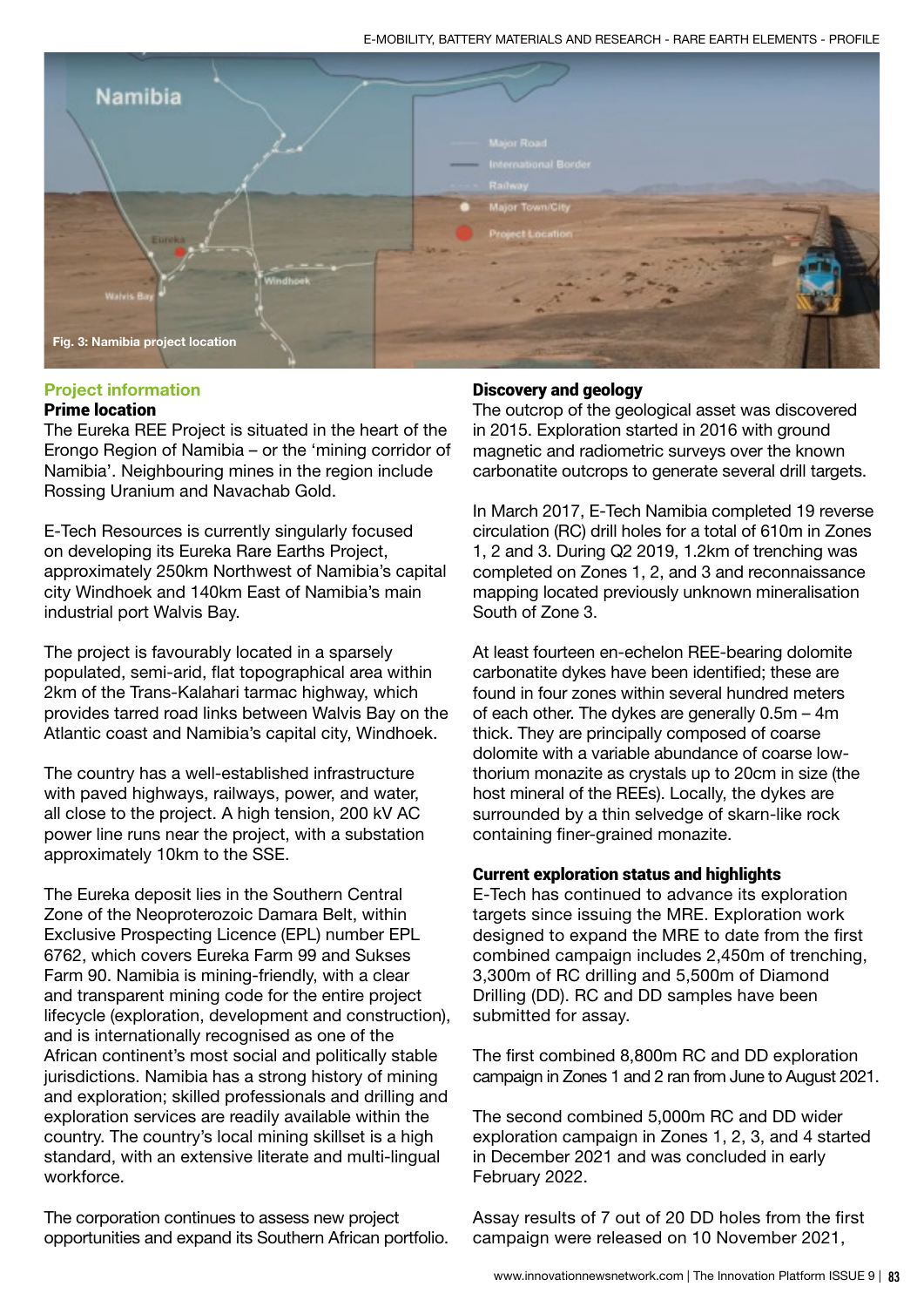Fig. 3: Namibia project location

## Project information

### Prime location

The Eureka REE Project is situated in the heart of the Erongo Region of Namibia – or the 'mining corridor of Namibia'. Neighbouring mines in the region include Rossing Uranium and Navachab Gold.

E-Tech Resources is currently singularly focused on developing its Eureka Rare Earths Project, approximately 250km Northwest of Namibia's capital city Windhoek and 140km East of Namibia's main industrial port Walvis Bay.

The project is favourably located in a sparsely populated, semi-arid, flat topographical area within 2km of the Trans-Kalahari tarmac highway, which provides tarred road links between Walvis Bay on the Atlantic coast and Namibia's capital city, Windhoek.

The country has a well-established infrastructure with paved highways, railways, power, and water, all close to the project. A high tension, 200 kV AC power line runs near the project, with a substation approximately 10km to the SSE.

The Eureka deposit lies in the Southern Central Zone of the Neoproterozoic Damara Belt, within Exclusive Prospecting Licence (EPL) number EPL 6762, which covers Eureka Farm 99 and Sukses Farm 90. Namibia is mining-friendly, with a clear and transparent mining code for the entire project lifecycle (exploration, development and construction), and is internationally recognised as one of the African continent's most social and politically stable jurisdictions. Namibia has a strong history of mining and exploration; skilled professionals and drilling and exploration services are readily available within the country. The country's local mining skillset is a high standard, with an extensive literate and multi-lingual workforce.

The corporation continues to assess new project opportunities and expand its Southern African portfolio.

### Discovery and geology

The outcrop of the geological asset was discovered in 2015. Exploration started in 2016 with ground magnetic and radiometric surveys over the known carbonatite outcrops to generate several drill targets.

In March 2017, E-Tech Namibia completed 19 reverse circulation (RC) drill holes for a total of 610m in Zones 1, 2 and 3. During Q2 2019, 1.2km of trenching was completed on Zones 1, 2, and 3 and reconnaissance mapping located previously unknown mineralisation South of Zone 3.

At least fourteen en-echelon REE-bearing dolomite carbonatite dykes have been identified; these are found in four zones within several hundred meters of each other. The dykes are generally 0.5m – 4m thick. They are principally composed of coarse dolomite with a variable abundance of coarse low-thorium monazite as crystals up to 20cm in size (the host mineral of the REEs). Locally, the dykes are surrounded by a thin selvedge of skarn-like rock containing finer-grained monazite.

### Current exploration status and highlights

E-Tech has continued to advance its exploration targets since issuing the MRE. Exploration work designed to expand the MRE to date from the first combined campaign includes 2,450m of trenching, 3,300m of RC drilling and 5,500m of Diamond Drilling (DD). RC and DD samples have been submitted for assay.

The first combined 8,800m RC and DD exploration campaign in Zones 1 and 2 ran from June to August 2021.

The second combined 5,000m RC and DD wider exploration campaign in Zones 1, 2, 3, and 4 started in December 2021 and was concluded in early February 2022.

Assay results of 7 out of 20 DD holes from the first campaign were released on 10 November 2021,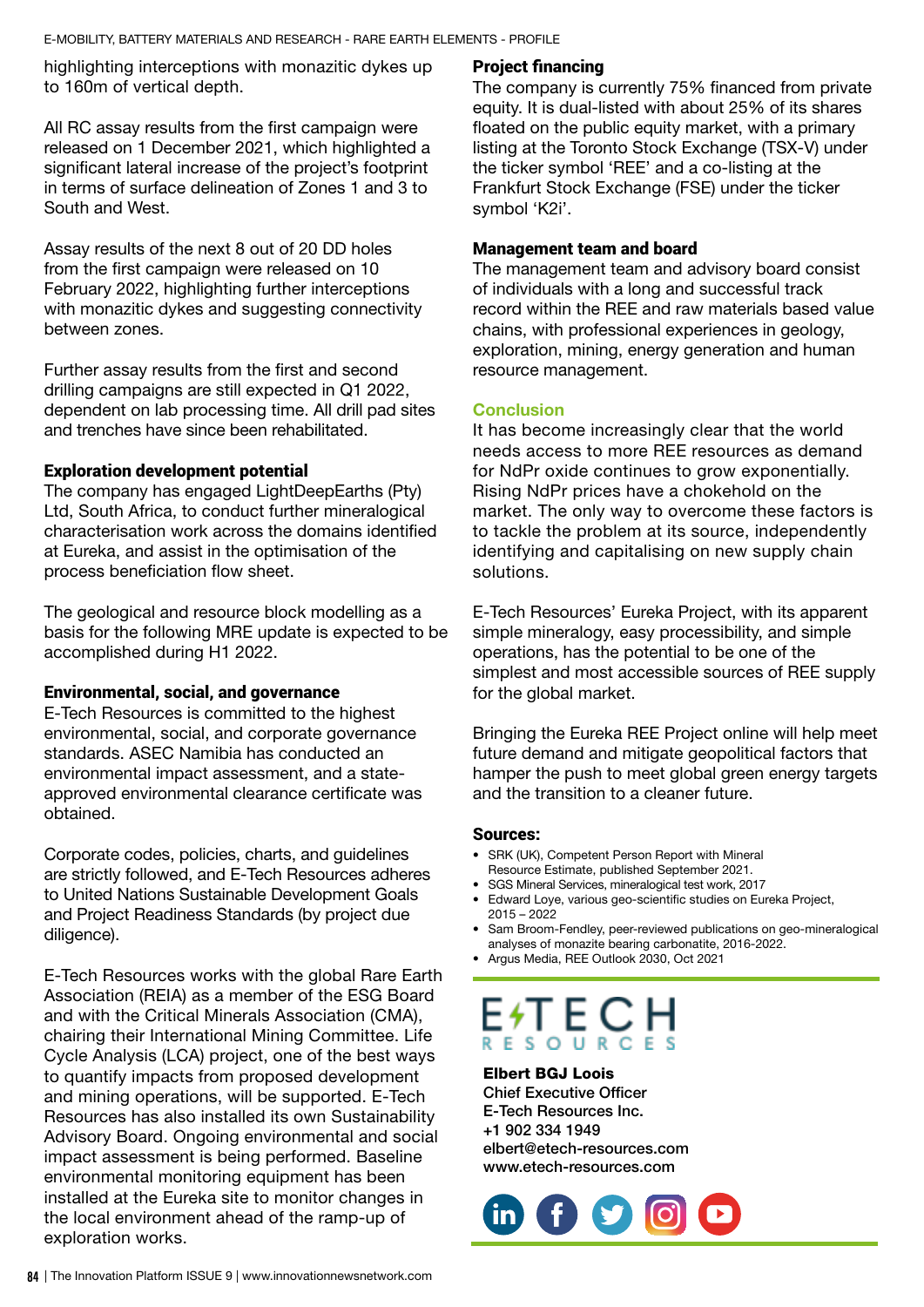highlighting interceptions with monazitic dykes up to 160m of vertical depth.

All RC assay results from the first campaign were released on 1 December 2021, which highlighted a significant lateral increase of the project's footprint in terms of surface delineation of Zones 1 and 3 to South and West.

Assay results of the next 8 out of 20 DD holes from the first campaign were released on 10 February 2022, highlighting further interceptions with monazitic dykes and suggesting connectivity between zones.

Further assay results from the first and second drilling campaigns are still expected in Q1 2022, dependent on lab processing time. All drill pad sites and trenches have since been rehabilitated.

### Exploration development potential

The company has engaged LightDeepEarths (Pty) Ltd, South Africa, to conduct further mineralogical characterisation work across the domains identified at Eureka, and assist in the optimisation of the process beneficiation flow sheet.

The geological and resource block modelling as a basis for the following MRE update is expected to be accomplished during H1 2022.

### Environmental, social, and governance

E-Tech Resources is committed to the highest environmental, social, and corporate governance standards. ASEC Namibia has conducted an environmental impact assessment, and a state-approved environmental clearance certificate was obtained.

Corporate codes, policies, charts, and guidelines are strictly followed, and E-Tech Resources adheres to United Nations Sustainable Development Goals and Project Readiness Standards (by project due diligence).

E-Tech Resources works with the global Rare Earth Association (REIA) as a member of the ESG Board and with the Critical Minerals Association (CMA), chairing their International Mining Committee. Life Cycle Analysis (LCA) project, one of the best ways to quantify impacts from proposed development and mining operations, will be supported. E-Tech Resources has also installed its own Sustainability Advisory Board. Ongoing environmental and social impact assessment is being performed. Baseline environmental monitoring equipment has been installed at the Eureka site to monitor changes in the local environment ahead of the ramp-up of exploration works.

### Project financing

The company is currently 75% financed from private equity. It is dual-listed with about 25% of its shares floated on the public equity market, with a primary listing at the Toronto Stock Exchange (TSX-V) under the ticker symbol 'REE' and a co-listing at the Frankfurt Stock Exchange (FSE) under the ticker symbol 'K2i'.

### Management team and board

The management team and advisory board consist of individuals with a long and successful track record within the REE and raw materials based value chains, with professional experiences in geology, exploration, mining, energy generation and human resource management.

## Conclusion

It has become increasingly clear that the world needs access to more REE resources as demand for NdPr oxide continues to grow exponentially. Rising NdPr prices have a chokehold on the market. The only way to overcome these factors is to tackle the problem at its source, independently identifying and capitalising on new supply chain solutions.

E-Tech Resources' Eureka Project, with its apparent simple mineralogy, easy processibility, and simple operations, has the potential to be one of the simplest and most accessible sources of REE supply for the global market.

Bringing the Eureka REE Project online will help meet future demand and mitigate geopolitical factors that hamper the push to meet global green energy targets and the transition to a cleaner future.

### Sources:

- SRK (UK), Competent Person Report with Mineral Resource Estimate, published September 2021.
- SGS Mineral Services, mineralogical test work, 2017
- Edward Loye, various geo-scientific studies on Eureka Project, 2015 – 2022
- Sam Broom-Fendley, peer-reviewed publications on geo-mineralogical analyses of monazite bearing carbonatite, 2016-2022.
- Argus Media, REE Outlook 2030, Oct 2021

E-TECH RESOURCES

**Elbert BGJ Loois**
**Chief Executive Officer**
**E-Tech Resources Inc.**
**+1 902 334 1949**
**elbert@etech-resources.com**
**www.etech-resources.com**